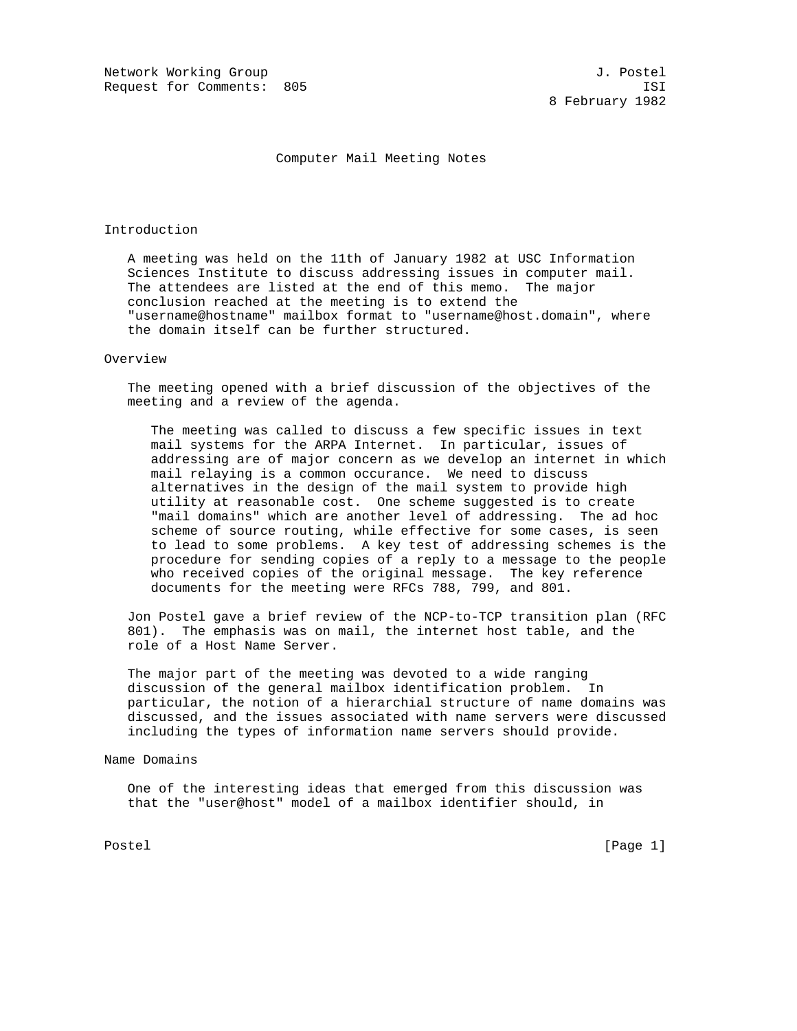Network Working Group J. Postel
Request for Comments: 805 ISI
8 February 1982

# Computer Mail Meeting Notes

## Introduction

A meeting was held on the 11th of January 1982 at USC Information Sciences Institute to discuss addressing issues in computer mail. The attendees are listed at the end of this memo. The major conclusion reached at the meeting is to extend the "username@hostname" mailbox format to "username@host.domain", where the domain itself can be further structured.

## Overview

The meeting opened with a brief discussion of the objectives of the meeting and a review of the agenda.

> The meeting was called to discuss a few specific issues in text mail systems for the ARPA Internet. In particular, issues of addressing are of major concern as we develop an internet in which mail relaying is a common occurance. We need to discuss alternatives in the design of the mail system to provide high utility at reasonable cost. One scheme suggested is to create "mail domains" which are another level of addressing. The ad hoc scheme of source routing, while effective for some cases, is seen to lead to some problems. A key test of addressing schemes is the procedure for sending copies of a reply to a message to the people who received copies of the original message. The key reference documents for the meeting were RFCs 788, 799, and 801.

Jon Postel gave a brief review of the NCP-to-TCP transition plan (RFC 801). The emphasis was on mail, the internet host table, and the role of a Host Name Server.

The major part of the meeting was devoted to a wide ranging discussion of the general mailbox identification problem. In particular, the notion of a hierarchial structure of name domains was discussed, and the issues associated with name servers were discussed including the types of information name servers should provide.

## Name Domains

One of the interesting ideas that emerged from this discussion was that the "user@host" model of a mailbox identifier should, in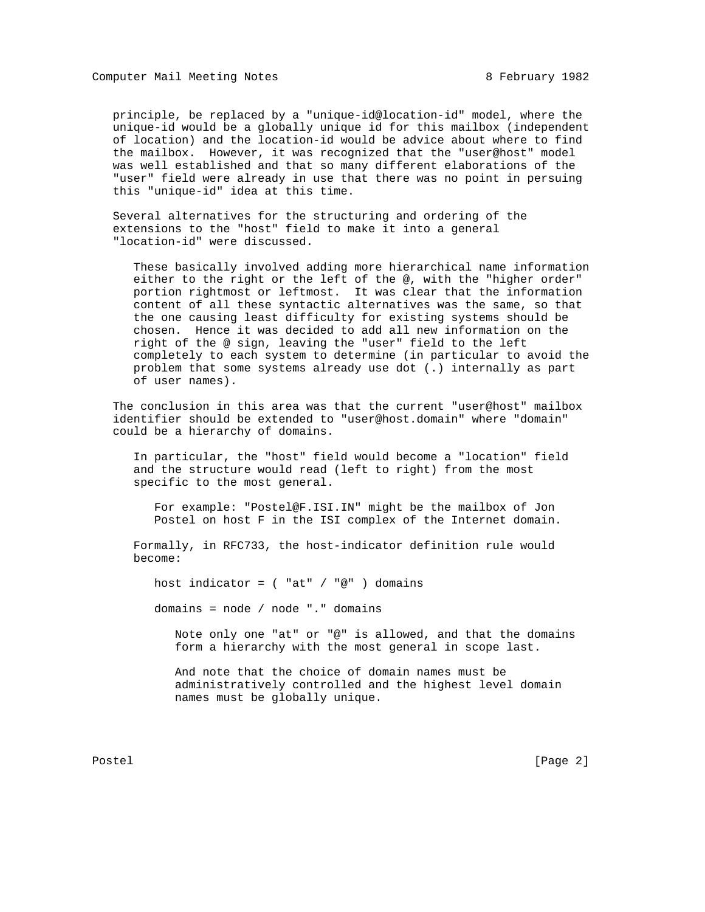principle, be replaced by a "unique-id@location-id" model, where the unique-id would be a globally unique id for this mailbox (independent of location) and the location-id would be advice about where to find the mailbox. However, it was recognized that the "user@host" model was well established and that so many different elaborations of the "user" field were already in use that there was no point in persuing this "unique-id" idea at this time.

Several alternatives for the structuring and ordering of the extensions to the "host" field to make it into a general "location-id" were discussed.

> These basically involved adding more hierarchical name information either to the right or the left of the @, with the "higher order" portion rightmost or leftmost. It was clear that the information content of all these syntactic alternatives was the same, so that the one causing least difficulty for existing systems should be chosen. Hence it was decided to add all new information on the right of the @ sign, leaving the "user" field to the left completely to each system to determine (in particular to avoid the problem that some systems already use dot (.) internally as part of user names).

The conclusion in this area was that the current "user@host" mailbox identifier should be extended to "user@host.domain" where "domain" could be a hierarchy of domains.

> In particular, the "host" field would become a "location" field and the structure would read (left to right) from the most specific to the most general.
>
> > For example: "Postel@F.ISI.IN" might be the mailbox of Jon Postel on host F in the ISI complex of the Internet domain.
>
> Formally, in RFC733, the host-indicator definition rule would become:

```
host indicator = ( "at" / "@" ) domains

domains = node / node "." domains
```

> > > Note only one "at" or "@" is allowed, and that the domains form a hierarchy with the most general in scope last.
> > >
> > > And note that the choice of domain names must be administratively controlled and the highest level domain names must be globally unique.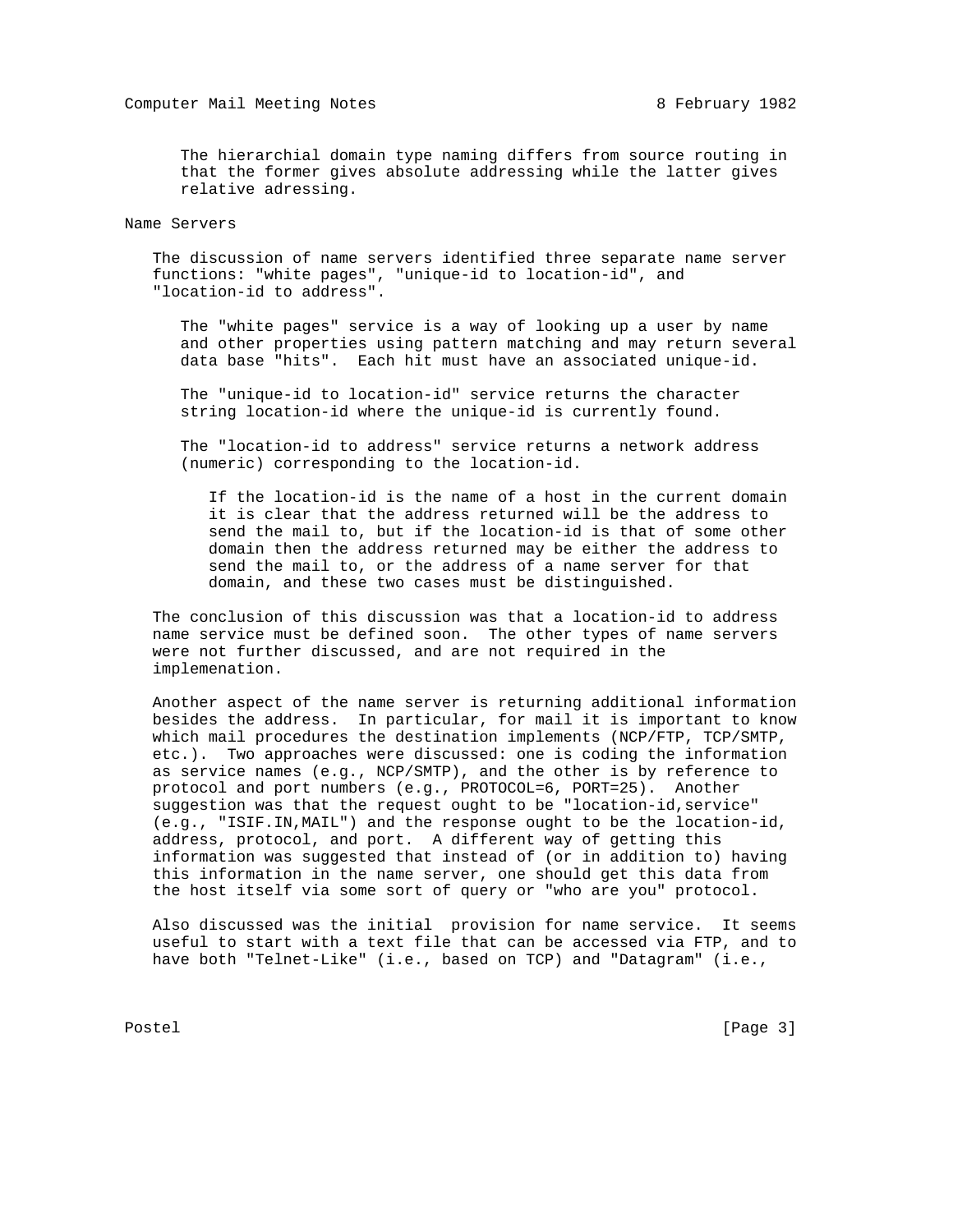The hierarchial domain type naming differs from source routing in that the former gives absolute addressing while the latter gives relative adressing.

## Name Servers

The discussion of name servers identified three separate name server functions: "white pages", "unique-id to location-id", and "location-id to address".

The "white pages" service is a way of looking up a user by name and other properties using pattern matching and may return several data base "hits". Each hit must have an associated unique-id.

The "unique-id to location-id" service returns the character string location-id where the unique-id is currently found.

The "location-id to address" service returns a network address (numeric) corresponding to the location-id.

If the location-id is the name of a host in the current domain it is clear that the address returned will be the address to send the mail to, but if the location-id is that of some other domain then the address returned may be either the address to send the mail to, or the address of a name server for that domain, and these two cases must be distinguished.

The conclusion of this discussion was that a location-id to address name service must be defined soon. The other types of name servers were not further discussed, and are not required in the implemenation.

Another aspect of the name server is returning additional information besides the address. In particular, for mail it is important to know which mail procedures the destination implements (NCP/FTP, TCP/SMTP, etc.). Two approaches were discussed: one is coding the information as service names (e.g., NCP/SMTP), and the other is by reference to protocol and port numbers (e.g., PROTOCOL=6, PORT=25). Another suggestion was that the request ought to be "location-id,service" (e.g., "ISIF.IN,MAIL") and the response ought to be the location-id, address, protocol, and port. A different way of getting this information was suggested that instead of (or in addition to) having this information in the name server, one should get this data from the host itself via some sort of query or "who are you" protocol.

Also discussed was the initial provision for name service. It seems useful to start with a text file that can be accessed via FTP, and to have both "Telnet-Like" (i.e., based on TCP) and "Datagram" (i.e.,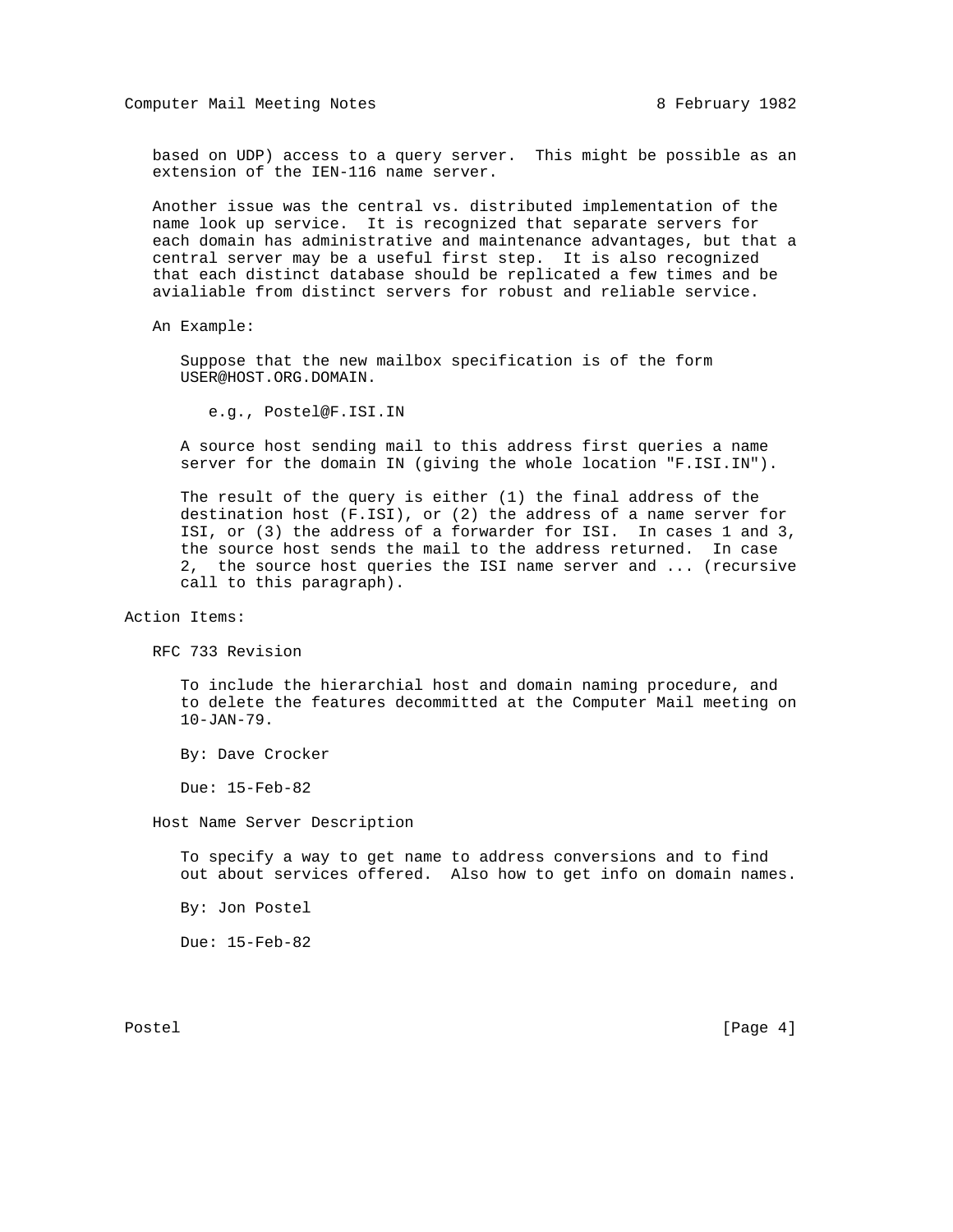based on UDP) access to a query server. This might be possible as an extension of the IEN-116 name server.

Another issue was the central vs. distributed implementation of the name look up service. It is recognized that separate servers for each domain has administrative and maintenance advantages, but that a central server may be a useful first step. It is also recognized that each distinct database should be replicated a few times and be avialiable from distinct servers for robust and reliable service.

An Example:

Suppose that the new mailbox specification is of the form USER@HOST.ORG.DOMAIN.

e.g., Postel@F.ISI.IN

A source host sending mail to this address first queries a name server for the domain IN (giving the whole location "F.ISI.IN").

The result of the query is either (1) the final address of the destination host (F.ISI), or (2) the address of a name server for ISI, or (3) the address of a forwarder for ISI. In cases 1 and 3, the source host sends the mail to the address returned. In case 2, the source host queries the ISI name server and ... (recursive call to this paragraph).

Action Items:

RFC 733 Revision

To include the hierarchial host and domain naming procedure, and to delete the features decommitted at the Computer Mail meeting on 10-JAN-79.

By: Dave Crocker

Due: 15-Feb-82

Host Name Server Description

To specify a way to get name to address conversions and to find out about services offered. Also how to get info on domain names.

By: Jon Postel

Due: 15-Feb-82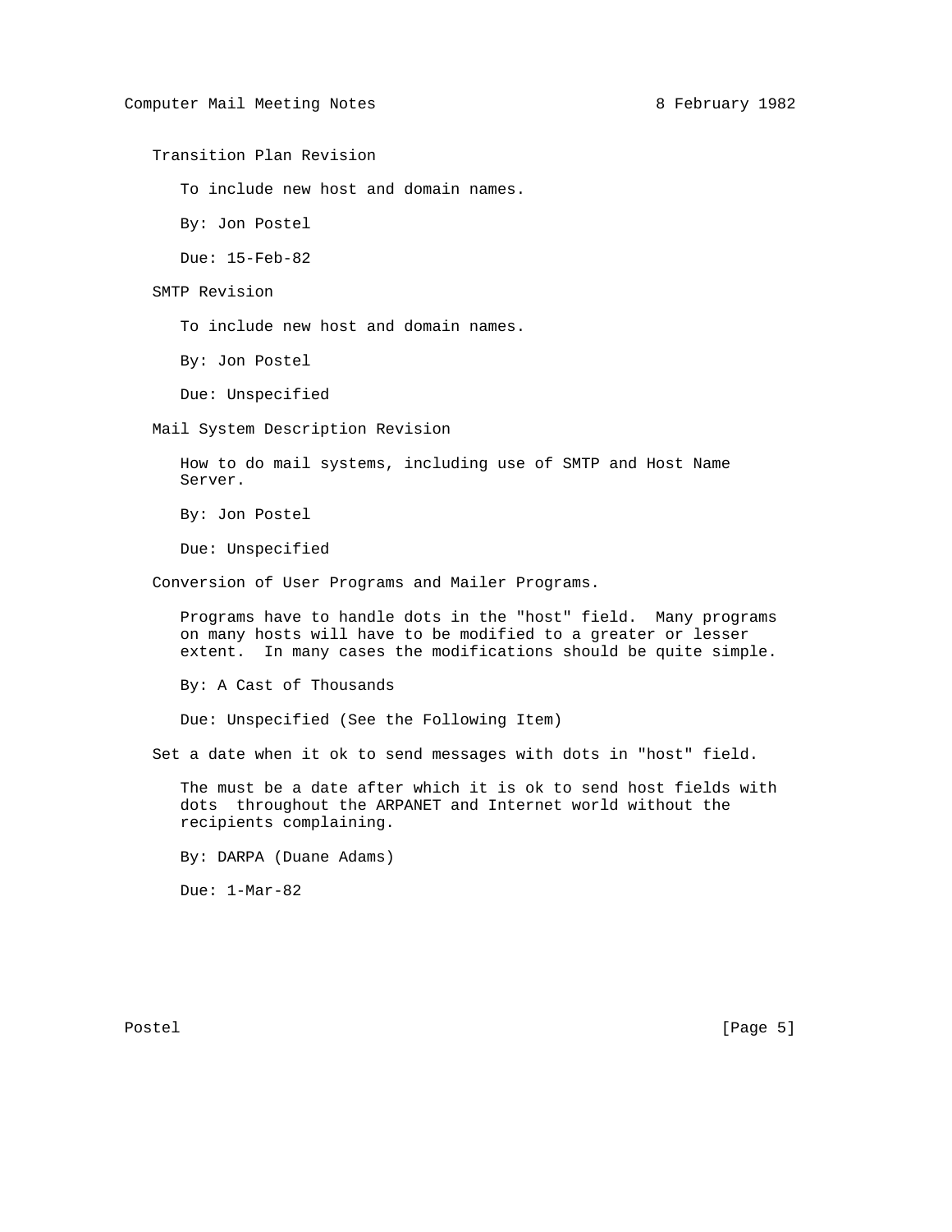### Transition Plan Revision

To include new host and domain names.

By: Jon Postel

Due: 15-Feb-82

### SMTP Revision

To include new host and domain names.

By: Jon Postel

Due: Unspecified

### Mail System Description Revision

How to do mail systems, including use of SMTP and Host Name Server.

By: Jon Postel

Due: Unspecified

### Conversion of User Programs and Mailer Programs.

Programs have to handle dots in the "host" field. Many programs on many hosts will have to be modified to a greater or lesser extent. In many cases the modifications should be quite simple.

By: A Cast of Thousands

Due: Unspecified (See the Following Item)

### Set a date when it ok to send messages with dots in "host" field.

The must be a date after which it is ok to send host fields with dots throughout the ARPANET and Internet world without the recipients complaining.

By: DARPA (Duane Adams)

Due: 1-Mar-82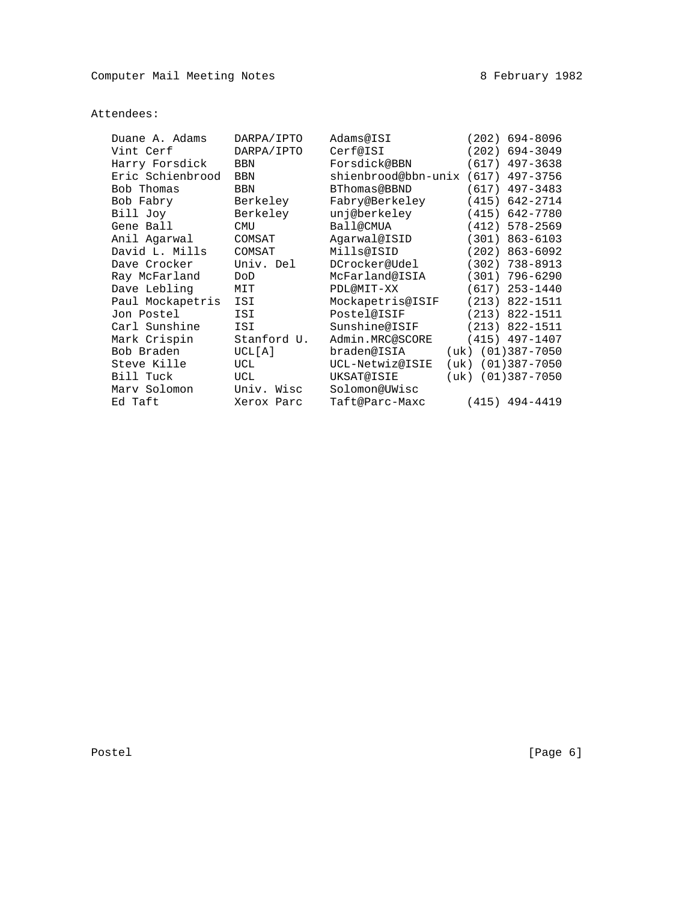Attendees:

| | | | |
|---|---|---|---|
| Duane A. Adams | DARPA/IPTO | Adams@ISI | (202) 694-8096 |
| Vint Cerf | DARPA/IPTO | Cerf@ISI | (202) 694-3049 |
| Harry Forsdick | BBN | Forsdick@BBN | (617) 497-3638 |
| Eric Schienbrood | BBN | shienbrood@bbn-unix | (617) 497-3756 |
| Bob Thomas | BBN | BThomas@BBND | (617) 497-3483 |
| Bob Fabry | Berkeley | Fabry@Berkeley | (415) 642-2714 |
| Bill Joy | Berkeley | unj@berkeley | (415) 642-7780 |
| Gene Ball | CMU | Ball@CMUA | (412) 578-2569 |
| Anil Agarwal | COMSAT | Agarwal@ISID | (301) 863-6103 |
| David L. Mills | COMSAT | Mills@ISID | (202) 863-6092 |
| Dave Crocker | Univ. Del | DCrocker@Udel | (302) 738-8913 |
| Ray McFarland | DoD | McFarland@ISIA | (301) 796-6290 |
| Dave Lebling | MIT | PDL@MIT-XX | (617) 253-1440 |
| Paul Mockapetris | ISI | Mockapetris@ISIF | (213) 822-1511 |
| Jon Postel | ISI | Postel@ISIF | (213) 822-1511 |
| Carl Sunshine | ISI | Sunshine@ISIF | (213) 822-1511 |
| Mark Crispin | Stanford U. | Admin.MRC@SCORE | (415) 497-1407 |
| Bob Braden | UCL[A] | braden@ISIA | (uk) (01)387-7050 |
| Steve Kille | UCL | UCL-Netwiz@ISIE | (uk) (01)387-7050 |
| Bill Tuck | UCL | UKSAT@ISIE | (uk) (01)387-7050 |
| Marv Solomon | Univ. Wisc | Solomon@UWisc | |
| Ed Taft | Xerox Parc | Taft@Parc-Maxc | (415) 494-4419 |